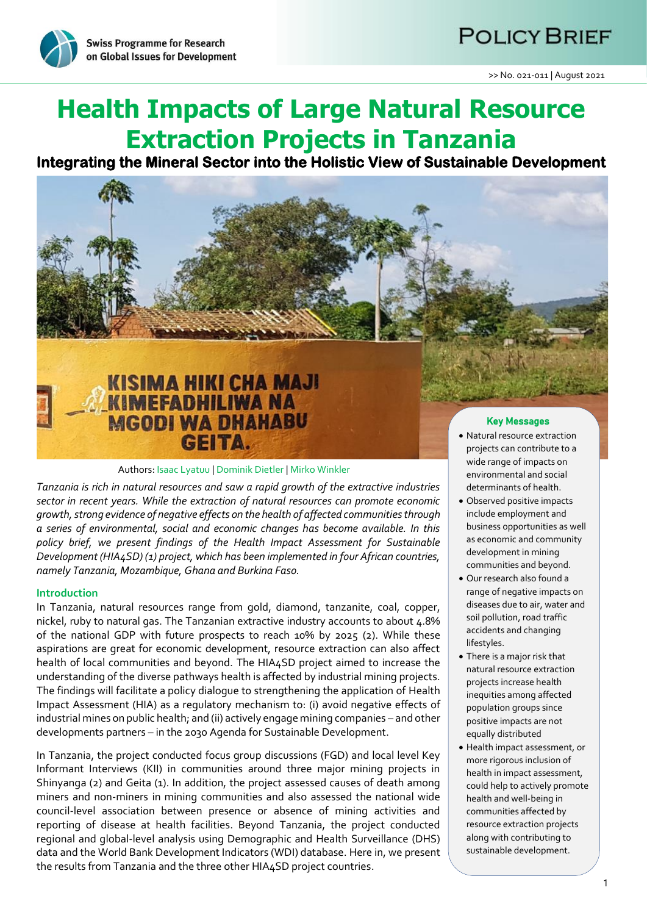Swiss Programme for Research on Global Issues for Development

# POLICY BRIEF

>> No. 021-011 | August 2021

# Health Impacts of Large Natural Resource Extraction Projects in Tanzania

## Integrating the Mineral Sector into the Holistic View of Sustainable Development

Authors: Isaac Lyatuu | Dominik Dietler | Mirko Winkler

*Tanzania is rich in natural resources and saw a rapid growth of the extractive industries sector in recent years. While the extraction of natural resources can promote economic growth, strong evidence of negative effects on the health of affected communities through a series of environmental, social and economic changes has become available. In this policy brief, we present findings of the Health Impact Assessment for Sustainable Development (HIA4SD) (1) project, which has been implemented in four African countries, namely Tanzania, Mozambique, Ghana and Burkina Faso.*

### Introduction

In Tanzania, natural resources range from gold, diamond, tanzanite, coal, copper, nickel, ruby to natural gas. The Tanzanian extractive industry accounts to about 4.8% of the national GDP with future prospects to reach 10% by 2025 (2). While these aspirations are great for economic development, resource extraction can also affect health of local communities and beyond. The HIA4SD project aimed to increase the understanding of the diverse pathways health is affected by industrial mining projects. The findings will facilitate a policy dialogue to strengthening the application of Health Impact Assessment (HIA) as a regulatory mechanism to: (i) avoid negative effects of industrial mines on public health; and (ii) actively engage mining companies – and other developments partners – in the 2030 Agenda for Sustainable Development.

In Tanzania, the project conducted focus group discussions (FGD) and local level Key Informant Interviews (KII) in communities around three major mining projects in Shinyanga (2) and Geita (1). In addition, the project assessed causes of death among miners and non-miners in mining communities and also assessed the national wide council-level association between presence or absence of mining activities and reporting of disease at health facilities. Beyond Tanzania, the project conducted regional and global-level analysis using Demographic and Health Surveillance (DHS) data and the World Bank Development Indicators (WDI) database. Here in, we present the results from Tanzania and the three other HIA4SD project countries.

**Key Messages**

- Natural resource extraction projects can contribute to a wide range of impacts on environmental and social determinants of health.
- Observed positive impacts include employment and business opportunities as well as economic and community development in mining communities and beyond.
- Our research also found a range of negative impacts on diseases due to air, water and soil pollution, road traffic accidents and changing lifestyles.
- There is a major risk that natural resource extraction projects increase health inequities among affected population groups since positive impacts are not equally distributed
- Health impact assessment, or more rigorous inclusion of health in impact assessment, could help to actively promote health and well-being in communities affected by resource extraction projects along with contributing to sustainable development.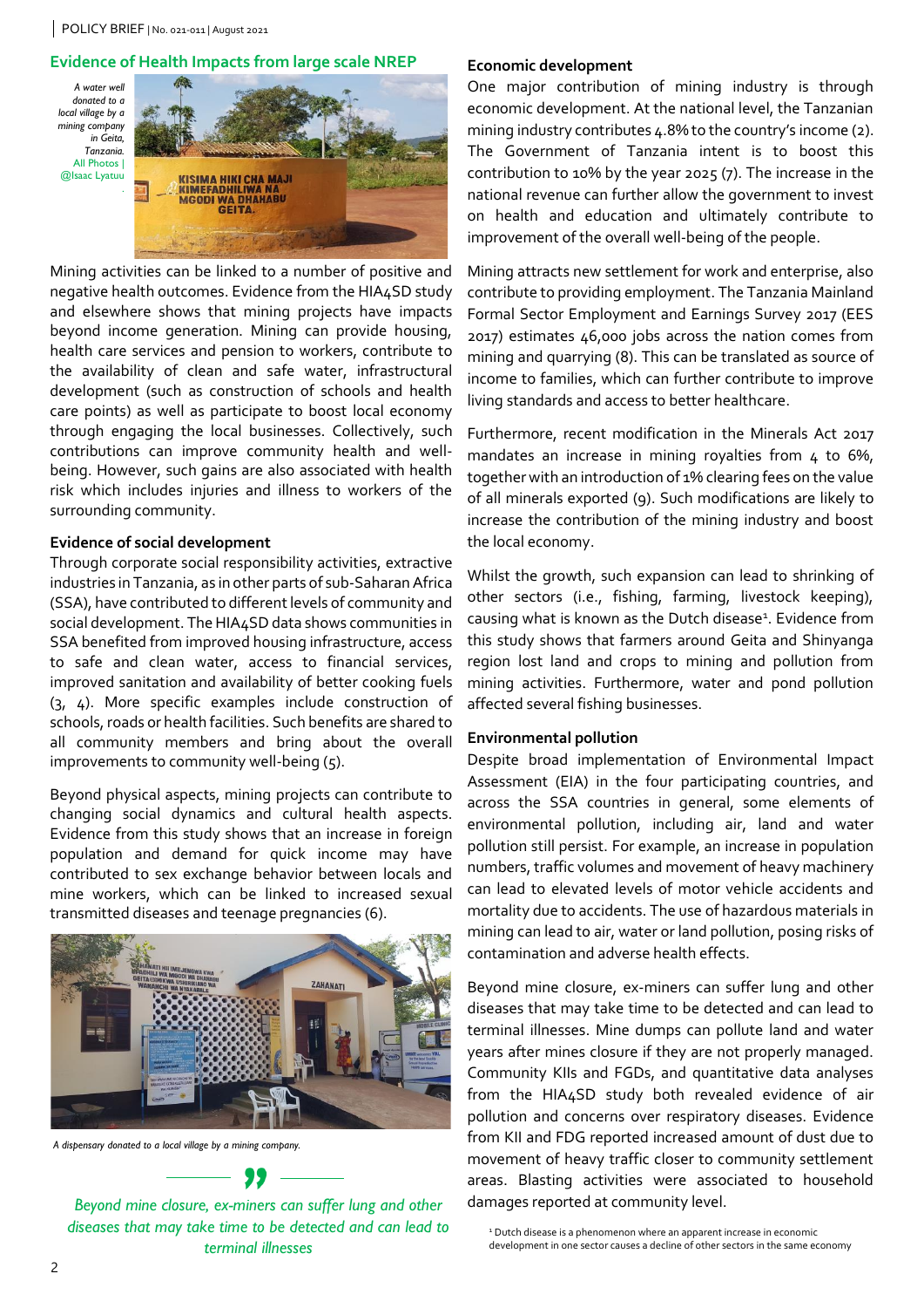## Evidence of Health Impacts from large scale NREP

*A water well donated to a local village by a mining company in Geita, Tanzania.* All Photos | @Isaac Lyatuu

Mining activities can be linked to a number of positive and negative health outcomes. Evidence from the HIA4SD study and elsewhere shows that mining projects have impacts beyond income generation. Mining can provide housing, health care services and pension to workers, contribute to the availability of clean and safe water, infrastructural development (such as construction of schools and health care points) as well as participate to boost local economy through engaging the local businesses. Collectively, such contributions can improve community health and well-being. However, such gains are also associated with health risk which includes injuries and illness to workers of the surrounding community.

### Evidence of social development

Through corporate social responsibility activities, extractive industries in Tanzania, as in other parts of sub-Saharan Africa (SSA), have contributed to different levels of community and social development. The HIA4SD data shows communities in SSA benefited from improved housing infrastructure, access to safe and clean water, access to financial services, improved sanitation and availability of better cooking fuels (3, 4). More specific examples include construction of schools, roads or health facilities. Such benefits are shared to all community members and bring about the overall improvements to community well-being (5).

Beyond physical aspects, mining projects can contribute to changing social dynamics and cultural health aspects. Evidence from this study shows that an increase in foreign population and demand for quick income may have contributed to sex exchange behavior between locals and mine workers, which can be linked to increased sexual transmitted diseases and teenage pregnancies (6).

*A dispensary donated to a local village by a mining company.*

> *Beyond mine closure, ex-miners can suffer lung and other diseases that may take time to be detected and can lead to terminal illnesses*

### Economic development

One major contribution of mining industry is through economic development. At the national level, the Tanzanian mining industry contributes 4.8% to the country's income (2). The Government of Tanzania intent is to boost this contribution to 10% by the year 2025 (7). The increase in the national revenue can further allow the government to invest on health and education and ultimately contribute to improvement of the overall well-being of the people.

Mining attracts new settlement for work and enterprise, also contribute to providing employment. The Tanzania Mainland Formal Sector Employment and Earnings Survey 2017 (EES 2017) estimates 46,000 jobs across the nation comes from mining and quarrying (8). This can be translated as source of income to families, which can further contribute to improve living standards and access to better healthcare.

Furthermore, recent modification in the Minerals Act 2017 mandates an increase in mining royalties from 4 to 6%, together with an introduction of 1% clearing fees on the value of all minerals exported (9). Such modifications are likely to increase the contribution of the mining industry and boost the local economy.

Whilst the growth, such expansion can lead to shrinking of other sectors (i.e., fishing, farming, livestock keeping), causing what is known as the Dutch disease[1]. Evidence from this study shows that farmers around Geita and Shinyanga region lost land and crops to mining and pollution from mining activities. Furthermore, water and pond pollution affected several fishing businesses.

### Environmental pollution

Despite broad implementation of Environmental Impact Assessment (EIA) in the four participating countries, and across the SSA countries in general, some elements of environmental pollution, including air, land and water pollution still persist. For example, an increase in population numbers, traffic volumes and movement of heavy machinery can lead to elevated levels of motor vehicle accidents and mortality due to accidents. The use of hazardous materials in mining can lead to air, water or land pollution, posing risks of contamination and adverse health effects.

Beyond mine closure, ex-miners can suffer lung and other diseases that may take time to be detected and can lead to terminal illnesses. Mine dumps can pollute land and water years after mines closure if they are not properly managed. Community KIIs and FGDs, and quantitative data analyses from the HIA4SD study both revealed evidence of air pollution and concerns over respiratory diseases. Evidence from KII and FDG reported increased amount of dust due to movement of heavy traffic closer to community settlement areas. Blasting activities were associated to household damages reported at community level.

[1] Dutch disease is a phenomenon where an apparent increase in economic development in one sector causes a decline of other sectors in the same economy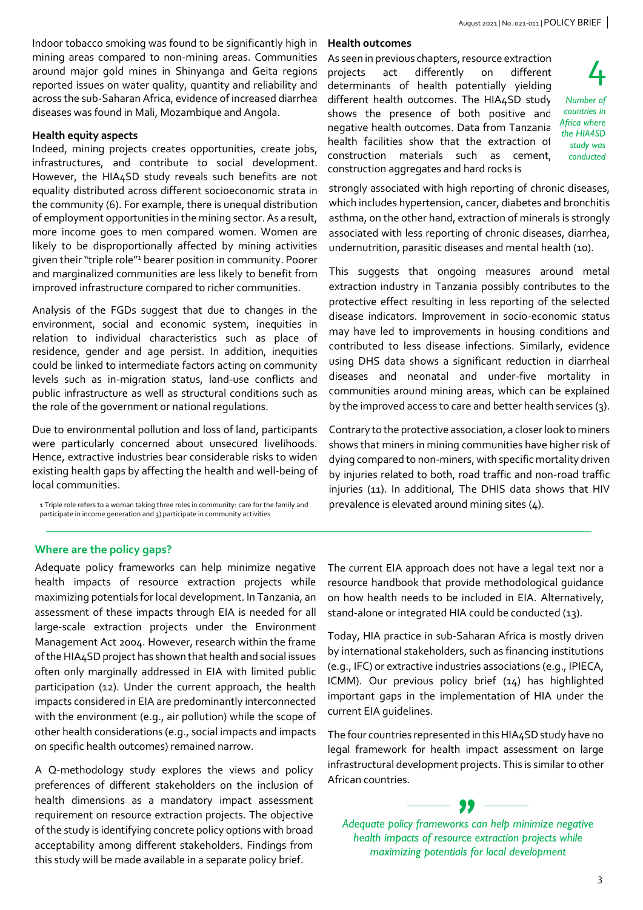Indoor tobacco smoking was found to be significantly high in mining areas compared to non-mining areas. Communities around major gold mines in Shinyanga and Geita regions reported issues on water quality, quantity and reliability and across the sub-Saharan Africa, evidence of increased diarrhea diseases was found in Mali, Mozambique and Angola.

**Health equity aspects**

Indeed, mining projects creates opportunities, create jobs, infrastructures, and contribute to social development. However, the HIA4SD study reveals such benefits are not equality distributed across different socioeconomic strata in the community (6). For example, there is unequal distribution of employment opportunities in the mining sector. As a result, more income goes to men compared women. Women are likely to be disproportionally affected by mining activities given their "triple role"[1] bearer position in community. Poorer and marginalized communities are less likely to benefit from improved infrastructure compared to richer communities.

Analysis of the FGDs suggest that due to changes in the environment, social and economic system, inequities in relation to individual characteristics such as place of residence, gender and age persist. In addition, inequities could be linked to intermediate factors acting on community levels such as in-migration status, land-use conflicts and public infrastructure as well as structural conditions such as the role of the government or national regulations.

Due to environmental pollution and loss of land, participants were particularly concerned about unsecured livelihoods. Hence, extractive industries bear considerable risks to widen existing health gaps by affecting the health and well-being of local communities.

1 Triple role refers to a woman taking three roles in community: care for the family and participate in income generation and 3) participate in community activities

**Health outcomes**

As seen in previous chapters, resource extraction projects act differently on different determinants of health potentially yielding different health outcomes. The HIA4SD study shows the presence of both positive and negative health outcomes. Data from Tanzania health facilities show that the extraction of construction materials such as cement, construction aggregates and hard rocks is strongly associated with high reporting of chronic diseases, which includes hypertension, cancer, diabetes and bronchitis asthma, on the other hand, extraction of minerals is strongly associated with less reporting of chronic diseases, diarrhea, undernutrition, parasitic diseases and mental health (10).

4

*Number of countries in Africa where the HIA4SD study was conducted*

This suggests that ongoing measures around metal extraction industry in Tanzania possibly contributes to the protective effect resulting in less reporting of the selected disease indicators. Improvement in socio-economic status may have led to improvements in housing conditions and contributed to less disease infections. Similarly, evidence using DHS data shows a significant reduction in diarrheal diseases and neonatal and under-five mortality in communities around mining areas, which can be explained by the improved access to care and better health services (3).

Contrary to the protective association, a closer look to miners shows that miners in mining communities have higher risk of dying compared to non-miners, with specific mortality driven by injuries related to both, road traffic and non-road traffic injuries (11). In additional, The DHIS data shows that HIV prevalence is elevated around mining sites (4).

## Where are the policy gaps?

Adequate policy frameworks can help minimize negative health impacts of resource extraction projects while maximizing potentials for local development. In Tanzania, an assessment of these impacts through EIA is needed for all large-scale extraction projects under the Environment Management Act 2004. However, research within the frame of the HIA4SD project has shown that health and social issues often only marginally addressed in EIA with limited public participation (12). Under the current approach, the health impacts considered in EIA are predominantly interconnected with the environment (e.g., air pollution) while the scope of other health considerations (e.g., social impacts and impacts on specific health outcomes) remained narrow.

A Q-methodology study explores the views and policy preferences of different stakeholders on the inclusion of health dimensions as a mandatory impact assessment requirement on resource extraction projects. The objective of the study is identifying concrete policy options with broad acceptability among different stakeholders. Findings from this study will be made available in a separate policy brief.

The current EIA approach does not have a legal text nor a resource handbook that provide methodological guidance on how health needs to be included in EIA. Alternatively, stand-alone or integrated HIA could be conducted (13).

Today, HIA practice in sub-Saharan Africa is mostly driven by international stakeholders, such as financing institutions (e.g., IFC) or extractive industries associations (e.g., IPIECA, ICMM). Our previous policy brief (14) has highlighted important gaps in the implementation of HIA under the current EIA guidelines.

The four countries represented in this HIA4SD study have no legal framework for health impact assessment on large infrastructural development projects. This is similar to other African countries.

> *Adequate policy frameworks can help minimize negative health impacts of resource extraction projects while maximizing potentials for local development*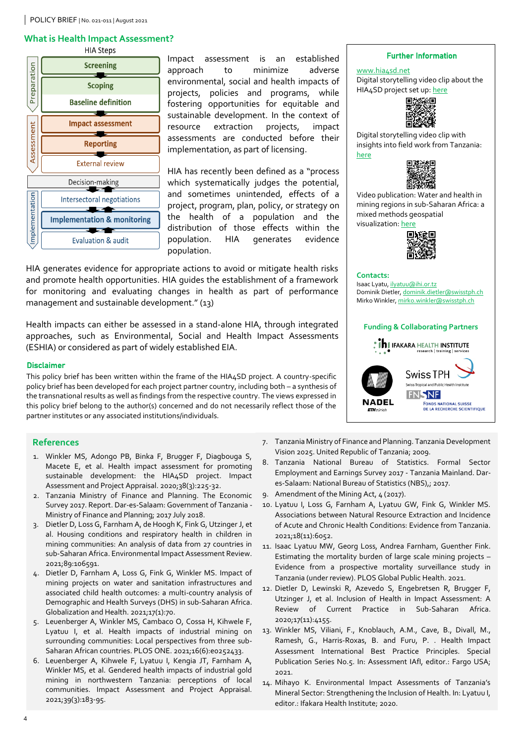## What is Health Impact Assessment?

HIA Steps

- Preparation
  - Screening
  - Scoping
  - Baseline definition
- Assessment
  - Impact assessment
  - Reporting
  - External review
- Decision-making
- Implementation
  - Intersectoral negotiations
  - Implementation & monitoring
  - Evaluation & audit

Impact assessment is an established approach to minimize adverse environmental, social and health impacts of projects, policies and programs, while fostering opportunities for equitable and sustainable development. In the context of resource extraction projects, impact assessments are conducted before their implementation, as part of licensing.

HIA has recently been defined as a "process which systematically judges the potential, and sometimes unintended, effects of a project, program, plan, policy, or strategy on the health of a population and the distribution of those effects within the population. HIA generates evidence population. HIA generates evidence for appropriate actions to avoid or mitigate health risks and promote health opportunities. HIA guides the establishment of a framework for monitoring and evaluating changes in health as part of performance management and sustainable development." (13)

Health impacts can either be assessed in a stand-alone HIA, through integrated approaches, such as Environmental, Social and Health Impact Assessments (ESHIA) or considered as part of widely established EIA.

### Disclaimer

This policy brief has been written within the frame of the HIA4SD project. A country-specific policy brief has been developed for each project partner country, including both – a synthesis of the transnational results as well as findings from the respective country. The views expressed in this policy brief belong to the author(s) concerned and do not necessarily reflect those of the partner institutes or any associated institutions/individuals.

### Further Information

www.hia4sd.net

Digital storytelling video clip about the HIA4SD project set up: here

Digital storytelling video clip with insights into field work from Tanzania: here

Video publication: Water and health in mining regions in sub-Saharan Africa: a mixed methods geospatial visualization: here

### Contacts:

Isaac Lyatu, ilyatuu@ihi.or.tz
Dominik Dietler, dominik.dietler@swisstph.ch
Mirko Winkler, mirko.winkler@swisstph.ch

### Funding & Collaborating Partners

Ifakara Health Institute (research | training | services); Swiss TPH – Swiss Tropical and Public Health Institute; NADEL ETH zürich; FNSNF – Fonds National Suisse de la Recherche Scientifique

## References

1. Winkler MS, Adongo PB, Binka F, Brugger F, Diagbouga S, Macete E, et al. Health impact assessment for promoting sustainable development: the HIA4SD project. Impact Assessment and Project Appraisal. 2020;38(3):225-32.
2. Tanzania Ministry of Finance and Planning. The Economic Survey 2017. Report. Dar-es-Salaam: Government of Tanzania - Ministry of Finance and Planning; 2017 July 2018.
3. Dietler D, Loss G, Farnham A, de Hoogh K, Fink G, Utzinger J, et al. Housing conditions and respiratory health in children in mining communities: An analysis of data from 27 countries in sub-Saharan Africa. Environmental Impact Assessment Review. 2021;89:106591.
4. Dietler D, Farnham A, Loss G, Fink G, Winkler MS. Impact of mining projects on water and sanitation infrastructures and associated child health outcomes: a multi-country analysis of Demographic and Health Surveys (DHS) in sub-Saharan Africa. Globalization and Health. 2021;17(1):70.
5. Leuenberger A, Winkler MS, Cambaco O, Cossa H, Kihwele F, Lyatuu I, et al. Health impacts of industrial mining on surrounding communities: Local perspectives from three sub-Saharan African countries. PLOS ONE. 2021;16(6):e0252433.
6. Leuenberger A, Kihwele F, Lyatuu I, Kengia JT, Farnham A, Winkler MS, et al. Gendered health impacts of industrial gold mining in northwestern Tanzania: perceptions of local communities. Impact Assessment and Project Appraisal. 2021;39(3):183-95.
7. Tanzania Ministry of Finance and Planning. Tanzania Development Vision 2025. United Republic of Tanzania; 2009.
8. Tanzania National Bureau of Statistics. Formal Sector Employment and Earnings Survey 2017 - Tanzania Mainland. Dar-es-Salaam: National Bureau of Statistics (NBS),; 2017.
9. Amendment of the Mining Act, 4 (2017).
10. Lyatuu I, Loss G, Farnham A, Lyatuu GW, Fink G, Winkler MS. Associations between Natural Resource Extraction and Incidence of Acute and Chronic Health Conditions: Evidence from Tanzania. 2021;18(11):6052.
11. Isaac Lyatuu MW, Georg Loss, Andrea Farnham, Guenther Fink. Estimating the mortality burden of large scale mining projects – Evidence from a prospective mortality surveillance study in Tanzania (under review). PLOS Global Public Health. 2021.
12. Dietler D, Lewinski R, Azevedo S, Engebretsen R, Brugger F, Utzinger J, et al. Inclusion of Health in Impact Assessment: A Review of Current Practice in Sub-Saharan Africa. 2020;17(11):4155.
13. Winkler MS, Viliani, F., Knoblauch, A.M., Cave, B., Divall, M., Ramesh, G., Harris-Roxas, B. and Furu, P. . Health Impact Assessment International Best Practice Principles. Special Publication Series No.5. In: Assessment IAfI, editor.: Fargo USA; 2021.
14. Mihayo K. Environmental Impact Assessments of Tanzania's Mineral Sector: Strengthening the Inclusion of Health. In: Lyatuu I, editor.: Ifakara Health Institute; 2020.